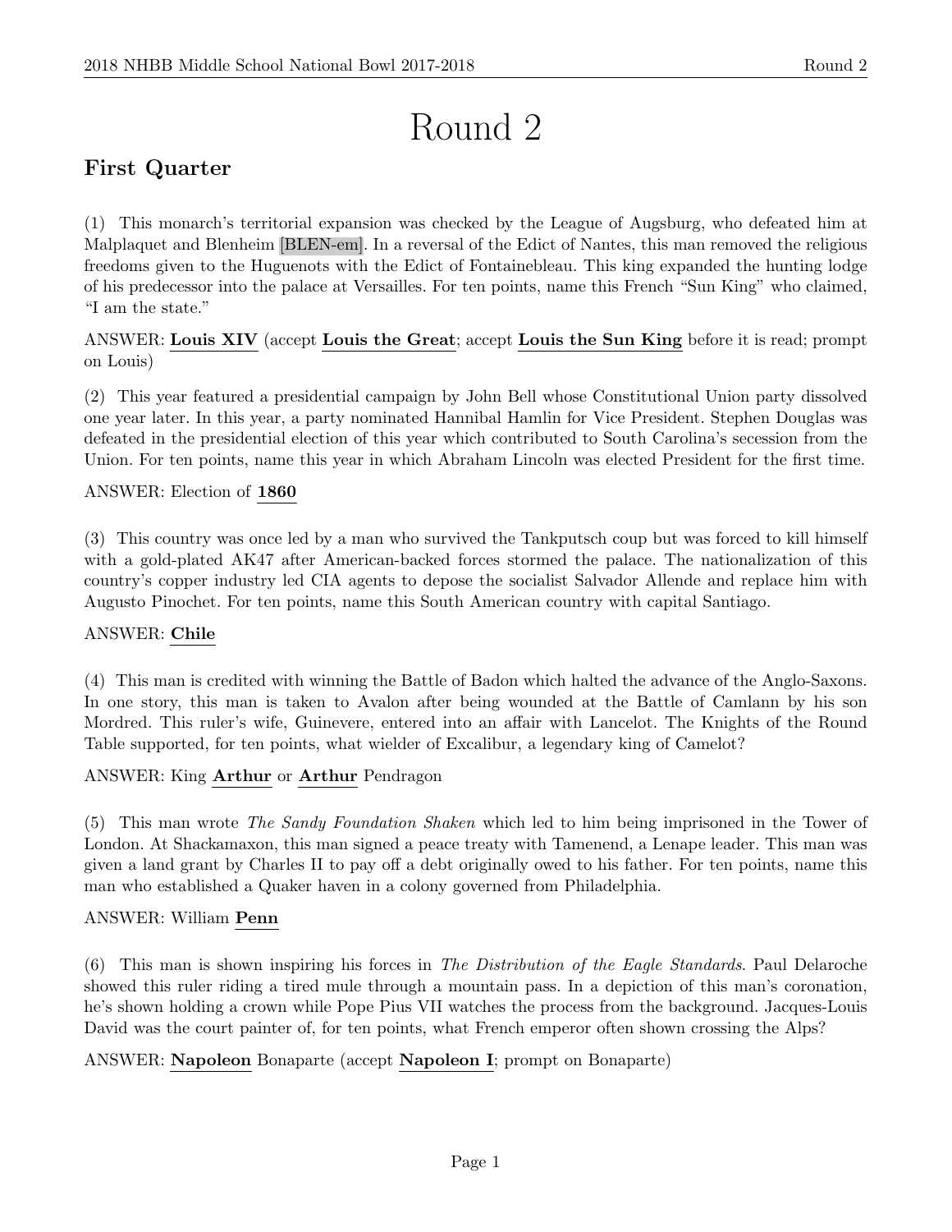# Round 2

## First Quarter

(1) This monarch's territorial expansion was checked by the League of Augsburg, who defeated him at Malplaquet and Blenheim [BLEN-em]. In a reversal of the Edict of Nantes, this man removed the religious freedoms given to the Huguenots with the Edict of Fontainebleau. This king expanded the hunting lodge of his predecessor into the palace at Versailles. For ten points, name this French "Sun King" who claimed, "I am the state."

ANSWER: **Louis XIV** (accept **Louis the Great**; accept **Louis the Sun King** before it is read; prompt on Louis)

(2) This year featured a presidential campaign by John Bell whose Constitutional Union party dissolved one year later. In this year, a party nominated Hannibal Hamlin for Vice President. Stephen Douglas was defeated in the presidential election of this year which contributed to South Carolina's secession from the Union. For ten points, name this year in which Abraham Lincoln was elected President for the first time.

ANSWER: Election of **1860**

(3) This country was once led by a man who survived the Tankputsch coup but was forced to kill himself with a gold-plated AK47 after American-backed forces stormed the palace. The nationalization of this country's copper industry led CIA agents to depose the socialist Salvador Allende and replace him with Augusto Pinochet. For ten points, name this South American country with capital Santiago.

ANSWER: **Chile**

(4) This man is credited with winning the Battle of Badon which halted the advance of the Anglo-Saxons. In one story, this man is taken to Avalon after being wounded at the Battle of Camlann by his son Mordred. This ruler's wife, Guinevere, entered into an affair with Lancelot. The Knights of the Round Table supported, for ten points, what wielder of Excalibur, a legendary king of Camelot?

ANSWER: King **Arthur** or **Arthur** Pendragon

(5) This man wrote *The Sandy Foundation Shaken* which led to him being imprisoned in the Tower of London. At Shackamaxon, this man signed a peace treaty with Tamenend, a Lenape leader. This man was given a land grant by Charles II to pay off a debt originally owed to his father. For ten points, name this man who established a Quaker haven in a colony governed from Philadelphia.

ANSWER: William **Penn**

(6) This man is shown inspiring his forces in *The Distribution of the Eagle Standards*. Paul Delaroche showed this ruler riding a tired mule through a mountain pass. In a depiction of this man's coronation, he's shown holding a crown while Pope Pius VII watches the process from the background. Jacques-Louis David was the court painter of, for ten points, what French emperor often shown crossing the Alps?

ANSWER: **Napoleon** Bonaparte (accept **Napoleon I**; prompt on Bonaparte)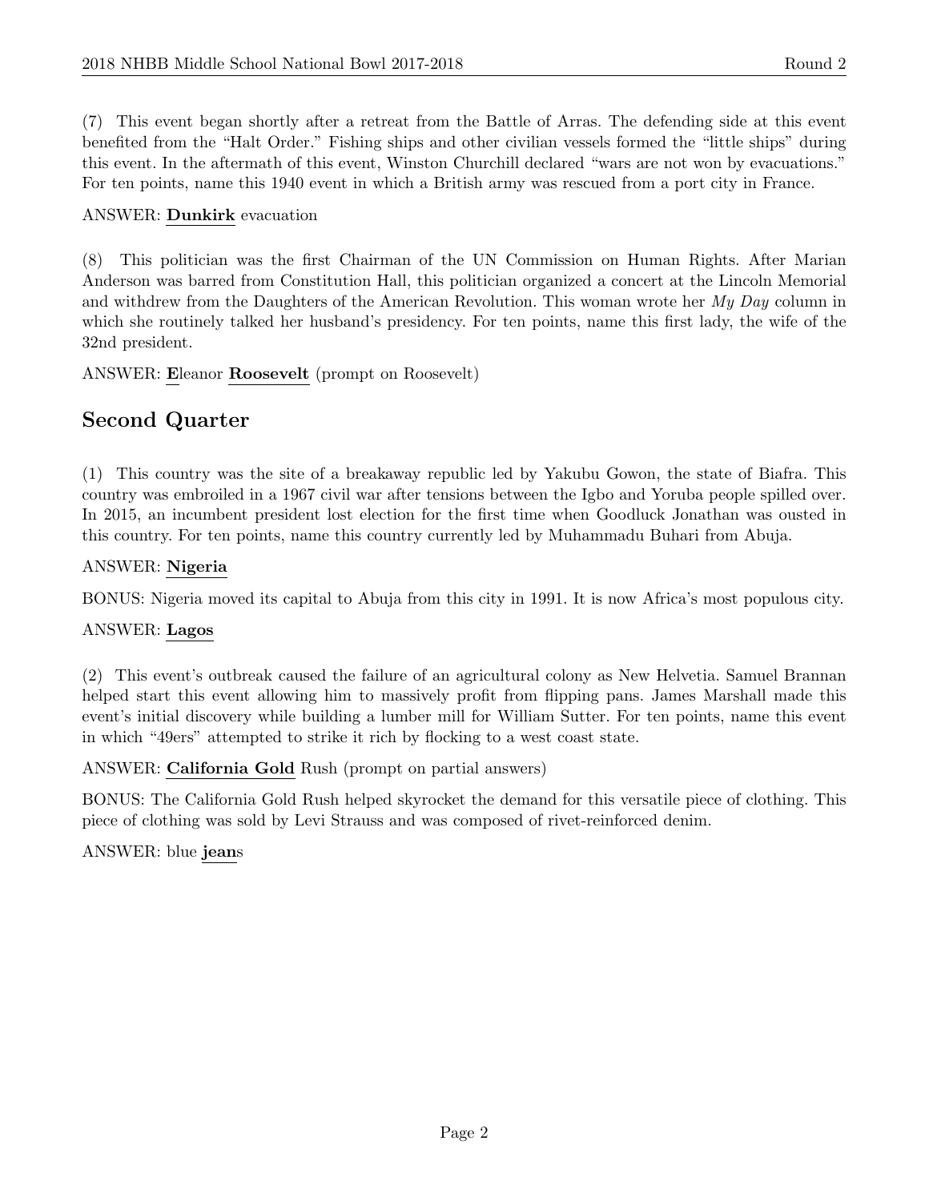(7) This event began shortly after a retreat from the Battle of Arras. The defending side at this event benefited from the "Halt Order." Fishing ships and other civilian vessels formed the "little ships" during this event. In the aftermath of this event, Winston Churchill declared "wars are not won by evacuations." For ten points, name this 1940 event in which a British army was rescued from a port city in France.

ANSWER: **Dunkirk** evacuation

(8) This politician was the first Chairman of the UN Commission on Human Rights. After Marian Anderson was barred from Constitution Hall, this politician organized a concert at the Lincoln Memorial and withdrew from the Daughters of the American Revolution. This woman wrote her *My Day* column in which she routinely talked her husband's presidency. For ten points, name this first lady, the wife of the 32nd president.

ANSWER: **E**leanor **Roosevelt** (prompt on Roosevelt)

## Second Quarter

(1) This country was the site of a breakaway republic led by Yakubu Gowon, the state of Biafra. This country was embroiled in a 1967 civil war after tensions between the Igbo and Yoruba people spilled over. In 2015, an incumbent president lost election for the first time when Goodluck Jonathan was ousted in this country. For ten points, name this country currently led by Muhammadu Buhari from Abuja.

ANSWER: **Nigeria**

BONUS: Nigeria moved its capital to Abuja from this city in 1991. It is now Africa's most populous city.

ANSWER: **Lagos**

(2) This event's outbreak caused the failure of an agricultural colony as New Helvetia. Samuel Brannan helped start this event allowing him to massively profit from flipping pans. James Marshall made this event's initial discovery while building a lumber mill for William Sutter. For ten points, name this event in which "49ers" attempted to strike it rich by flocking to a west coast state.

ANSWER: **California Gold** Rush (prompt on partial answers)

BONUS: The California Gold Rush helped skyrocket the demand for this versatile piece of clothing. This piece of clothing was sold by Levi Strauss and was composed of rivet-reinforced denim.

ANSWER: blue **jean**s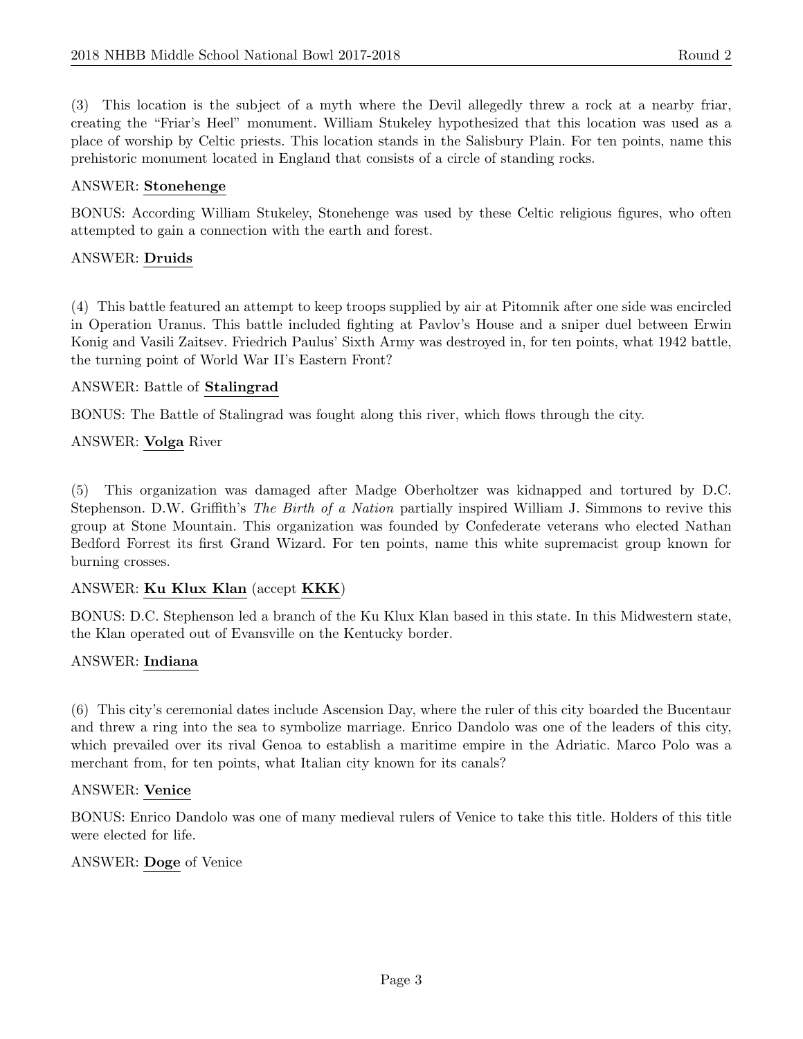(3) This location is the subject of a myth where the Devil allegedly threw a rock at a nearby friar, creating the "Friar's Heel" monument. William Stukeley hypothesized that this location was used as a place of worship by Celtic priests. This location stands in the Salisbury Plain. For ten points, name this prehistoric monument located in England that consists of a circle of standing rocks.

ANSWER: **Stonehenge**

BONUS: According William Stukeley, Stonehenge was used by these Celtic religious figures, who often attempted to gain a connection with the earth and forest.

ANSWER: **Druids**

(4) This battle featured an attempt to keep troops supplied by air at Pitomnik after one side was encircled in Operation Uranus. This battle included fighting at Pavlov's House and a sniper duel between Erwin Konig and Vasili Zaitsev. Friedrich Paulus' Sixth Army was destroyed in, for ten points, what 1942 battle, the turning point of World War II's Eastern Front?

ANSWER: Battle of **Stalingrad**

BONUS: The Battle of Stalingrad was fought along this river, which flows through the city.

ANSWER: **Volga** River

(5) This organization was damaged after Madge Oberholtzer was kidnapped and tortured by D.C. Stephenson. D.W. Griffith's *The Birth of a Nation* partially inspired William J. Simmons to revive this group at Stone Mountain. This organization was founded by Confederate veterans who elected Nathan Bedford Forrest its first Grand Wizard. For ten points, name this white supremacist group known for burning crosses.

ANSWER: **Ku Klux Klan** (accept **KKK**)

BONUS: D.C. Stephenson led a branch of the Ku Klux Klan based in this state. In this Midwestern state, the Klan operated out of Evansville on the Kentucky border.

ANSWER: **Indiana**

(6) This city's ceremonial dates include Ascension Day, where the ruler of this city boarded the Bucentaur and threw a ring into the sea to symbolize marriage. Enrico Dandolo was one of the leaders of this city, which prevailed over its rival Genoa to establish a maritime empire in the Adriatic. Marco Polo was a merchant from, for ten points, what Italian city known for its canals?

ANSWER: **Venice**

BONUS: Enrico Dandolo was one of many medieval rulers of Venice to take this title. Holders of this title were elected for life.

ANSWER: **Doge** of Venice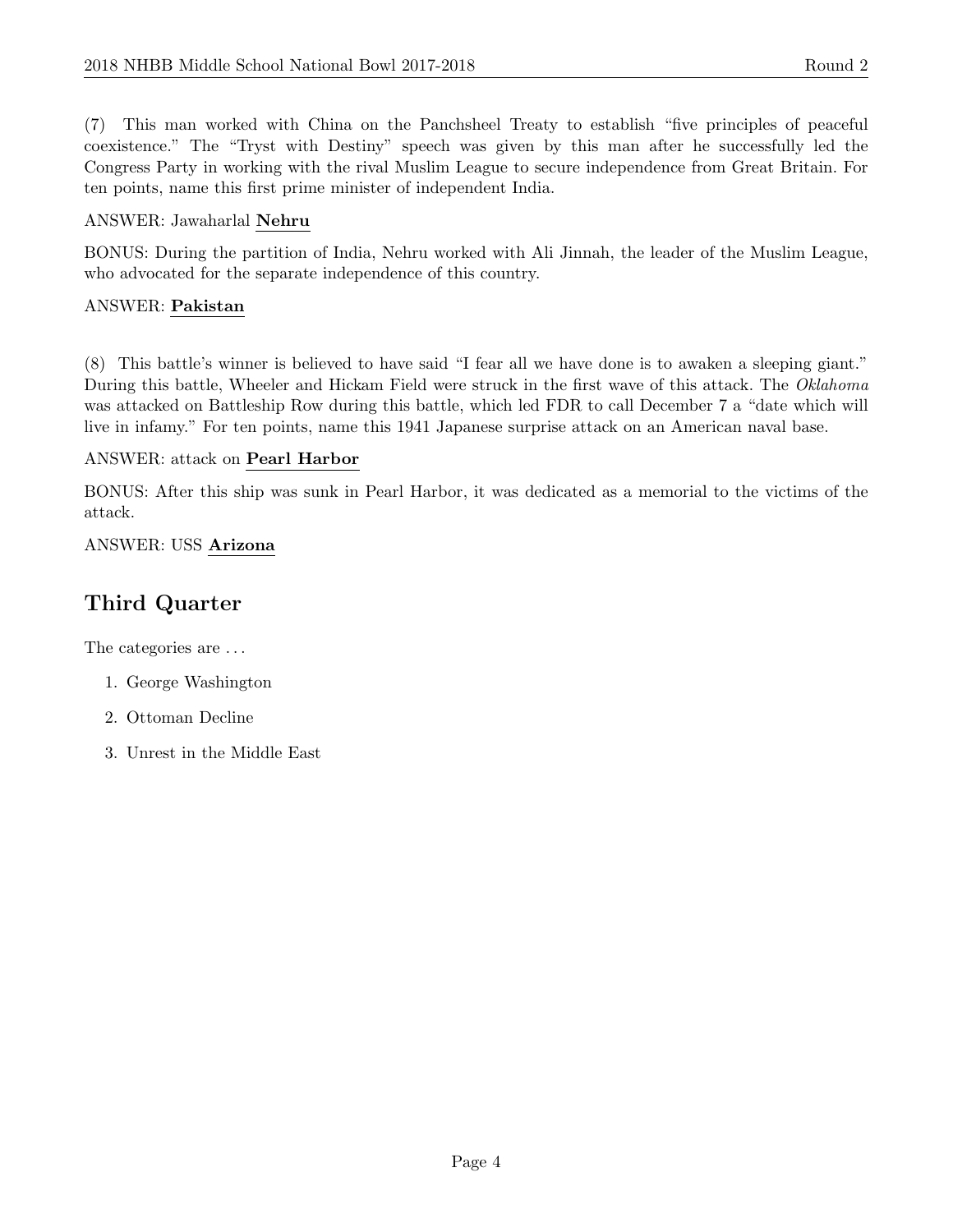(7) This man worked with China on the Panchsheel Treaty to establish "five principles of peaceful coexistence." The "Tryst with Destiny" speech was given by this man after he successfully led the Congress Party in working with the rival Muslim League to secure independence from Great Britain. For ten points, name this first prime minister of independent India.

ANSWER: Jawaharlal **Nehru**

BONUS: During the partition of India, Nehru worked with Ali Jinnah, the leader of the Muslim League, who advocated for the separate independence of this country.

ANSWER: **Pakistan**

(8) This battle's winner is believed to have said "I fear all we have done is to awaken a sleeping giant." During this battle, Wheeler and Hickam Field were struck in the first wave of this attack. The *Oklahoma* was attacked on Battleship Row during this battle, which led FDR to call December 7 a "date which will live in infamy." For ten points, name this 1941 Japanese surprise attack on an American naval base.

ANSWER: attack on **Pearl Harbor**

BONUS: After this ship was sunk in Pearl Harbor, it was dedicated as a memorial to the victims of the attack.

ANSWER: USS **Arizona**

## Third Quarter

The categories are . . .

1. George Washington
2. Ottoman Decline
3. Unrest in the Middle East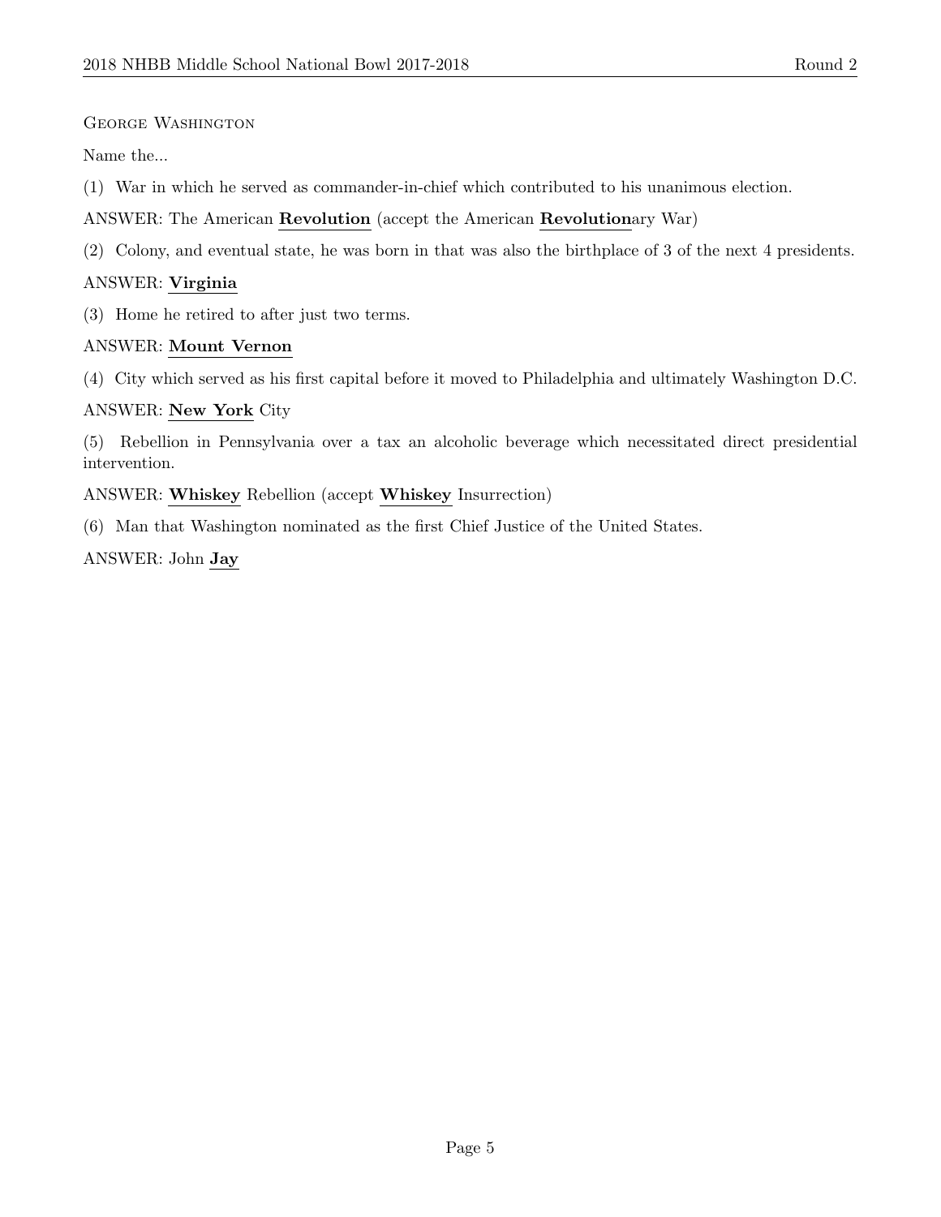George Washington

Name the...

(1) War in which he served as commander-in-chief which contributed to his unanimous election.

ANSWER: The American **Revolution** (accept the American **Revolution**ary War)

(2) Colony, and eventual state, he was born in that was also the birthplace of 3 of the next 4 presidents.

ANSWER: **Virginia**

(3) Home he retired to after just two terms.

ANSWER: **Mount Vernon**

(4) City which served as his first capital before it moved to Philadelphia and ultimately Washington D.C.

ANSWER: **New York** City

(5) Rebellion in Pennsylvania over a tax an alcoholic beverage which necessitated direct presidential intervention.

ANSWER: **Whiskey** Rebellion (accept **Whiskey** Insurrection)

(6) Man that Washington nominated as the first Chief Justice of the United States.

ANSWER: John **Jay**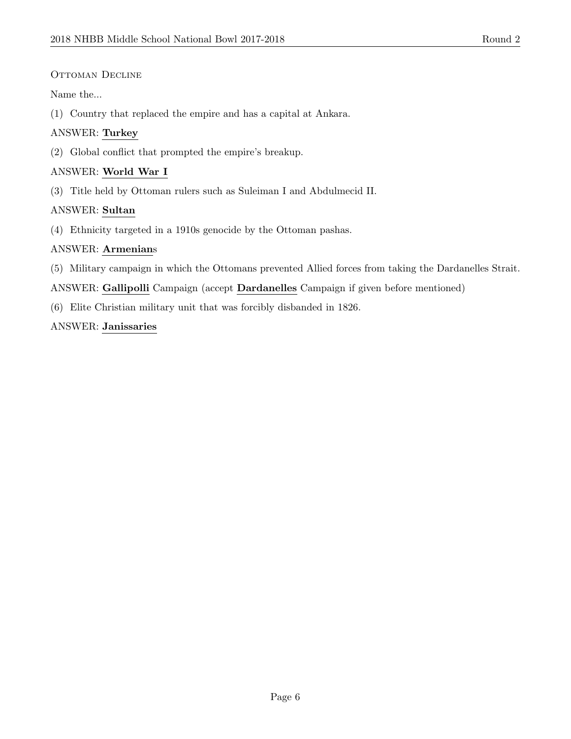Ottoman Decline

Name the...

(1) Country that replaced the empire and has a capital at Ankara.

ANSWER: **Turkey**

(2) Global conflict that prompted the empire's breakup.

ANSWER: **World War I**

(3) Title held by Ottoman rulers such as Suleiman I and Abdulmecid II.

ANSWER: **Sultan**

(4) Ethnicity targeted in a 1910s genocide by the Ottoman pashas.

ANSWER: **Armenian**s

(5) Military campaign in which the Ottomans prevented Allied forces from taking the Dardanelles Strait.

ANSWER: **Gallipolli** Campaign (accept **Dardanelles** Campaign if given before mentioned)

(6) Elite Christian military unit that was forcibly disbanded in 1826.

ANSWER: **Janissaries**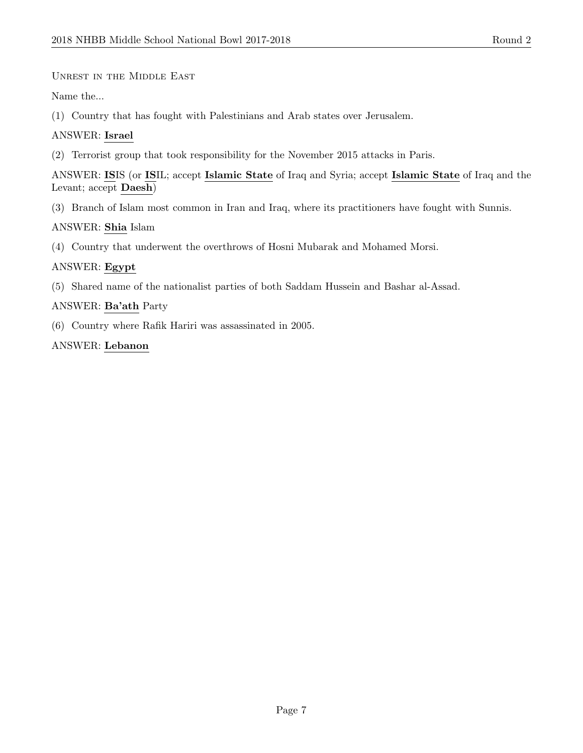Unrest in the Middle East

Name the...

(1) Country that has fought with Palestinians and Arab states over Jerusalem.

ANSWER: **Israel**

(2) Terrorist group that took responsibility for the November 2015 attacks in Paris.

ANSWER: **IS**IS (or **IS**IL; accept **Islamic State** of Iraq and Syria; accept **Islamic State** of Iraq and the Levant; accept **Daesh**)

(3) Branch of Islam most common in Iran and Iraq, where its practitioners have fought with Sunnis.

ANSWER: **Shia** Islam

(4) Country that underwent the overthrows of Hosni Mubarak and Mohamed Morsi.

ANSWER: **Egypt**

(5) Shared name of the nationalist parties of both Saddam Hussein and Bashar al-Assad.

ANSWER: **Ba'ath** Party

(6) Country where Rafik Hariri was assassinated in 2005.

ANSWER: **Lebanon**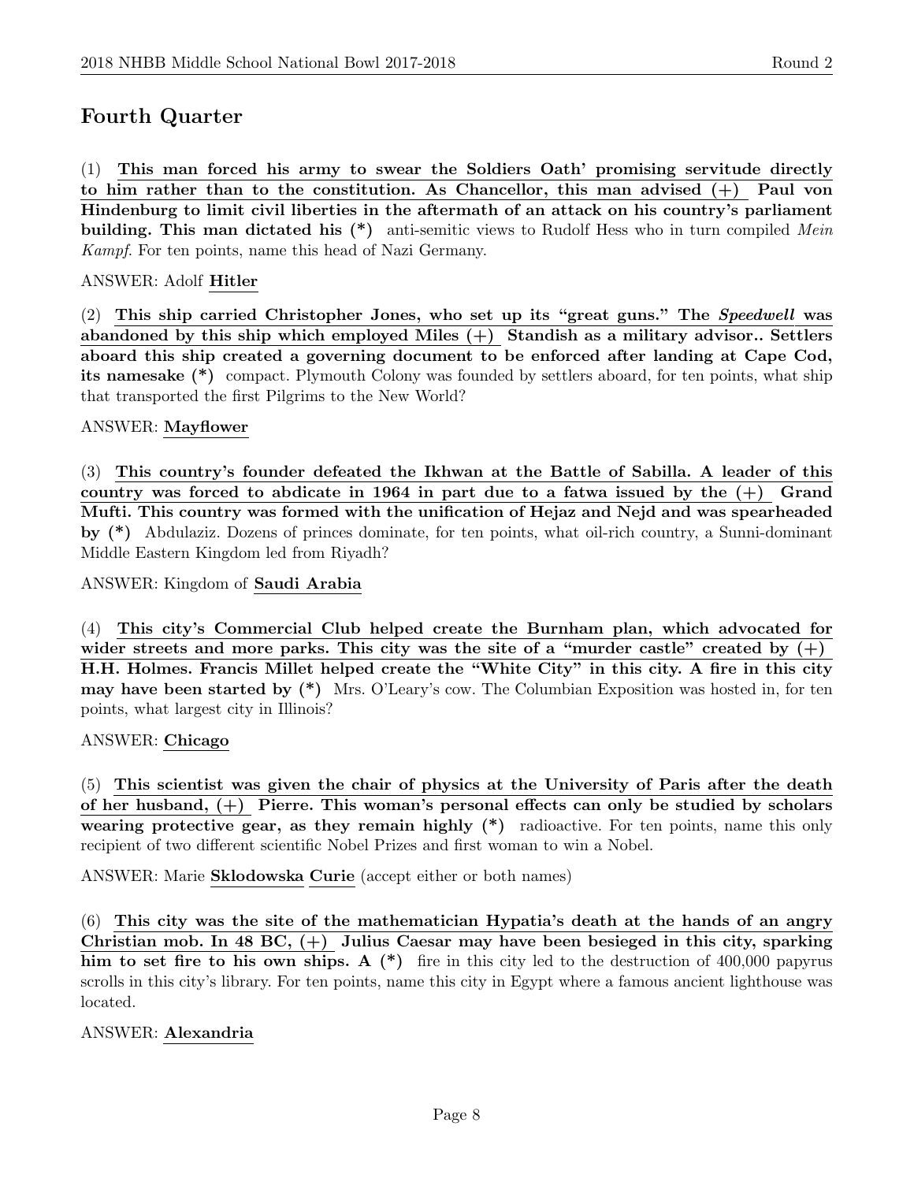## Fourth Quarter

(1) **This man forced his army to swear the Soldiers Oath' promising servitude directly to him rather than to the constitution. As Chancellor, this man advised (+) Paul von Hindenburg to limit civil liberties in the aftermath of an attack on his country's parliament building. This man dictated his (*)** anti-semitic views to Rudolf Hess who in turn compiled *Mein Kampf*. For ten points, name this head of Nazi Germany.

ANSWER: Adolf **Hitler**

(2) **This ship carried Christopher Jones, who set up its "great guns." The *Speedwell* was abandoned by this ship which employed Miles (+) Standish as a military advisor.. Settlers aboard this ship created a governing document to be enforced after landing at Cape Cod, its namesake (*)** compact. Plymouth Colony was founded by settlers aboard, for ten points, what ship that transported the first Pilgrims to the New World?

ANSWER: **Mayflower**

(3) **This country's founder defeated the Ikhwan at the Battle of Sabilla. A leader of this country was forced to abdicate in 1964 in part due to a fatwa issued by the (+) Grand Mufti. This country was formed with the unification of Hejaz and Nejd and was spearheaded by (*)** Abdulaziz. Dozens of princes dominate, for ten points, what oil-rich country, a Sunni-dominant Middle Eastern Kingdom led from Riyadh?

ANSWER: Kingdom of **Saudi Arabia**

(4) **This city's Commercial Club helped create the Burnham plan, which advocated for wider streets and more parks. This city was the site of a "murder castle" created by (+) H.H. Holmes. Francis Millet helped create the "White City" in this city. A fire in this city may have been started by (*)** Mrs. O'Leary's cow. The Columbian Exposition was hosted in, for ten points, what largest city in Illinois?

ANSWER: **Chicago**

(5) **This scientist was given the chair of physics at the University of Paris after the death of her husband, (+) Pierre. This woman's personal effects can only be studied by scholars wearing protective gear, as they remain highly (*)** radioactive. For ten points, name this only recipient of two different scientific Nobel Prizes and first woman to win a Nobel.

ANSWER: Marie **Sklodowska** **Curie** (accept either or both names)

(6) **This city was the site of the mathematician Hypatia's death at the hands of an angry Christian mob. In 48 BC, (+) Julius Caesar may have been besieged in this city, sparking him to set fire to his own ships. A (*)** fire in this city led to the destruction of 400,000 papyrus scrolls in this city's library. For ten points, name this city in Egypt where a famous ancient lighthouse was located.

ANSWER: **Alexandria**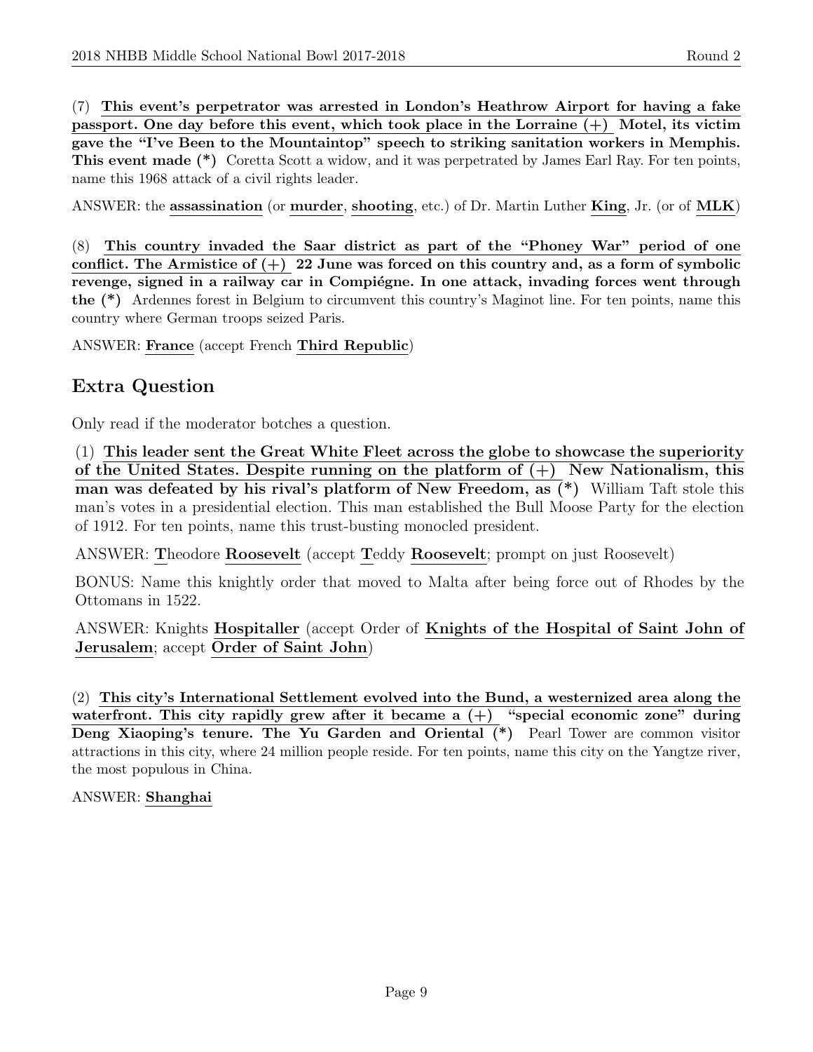(7) **This event's perpetrator was arrested in London's Heathrow Airport for having a fake passport. One day before this event, which took place in the Lorraine (+) Motel, its victim gave the "I've Been to the Mountaintop" speech to striking sanitation workers in Memphis. This event made (*)** Coretta Scott a widow, and it was perpetrated by James Earl Ray. For ten points, name this 1968 attack of a civil rights leader.

ANSWER: the **assassination** (or **murder**, **shooting**, etc.) of Dr. Martin Luther **King**, Jr. (or of **MLK**)

(8) **This country invaded the Saar district as part of the "Phoney War" period of one conflict. The Armistice of (+) 22 June was forced on this country and, as a form of symbolic revenge, signed in a railway car in Compiégne. In one attack, invading forces went through the (*)** Ardennes forest in Belgium to circumvent this country's Maginot line. For ten points, name this country where German troops seized Paris.

ANSWER: **France** (accept French **Third Republic**)

## Extra Question

Only read if the moderator botches a question.

(1) **This leader sent the Great White Fleet across the globe to showcase the superiority of the United States. Despite running on the platform of (+) New Nationalism, this man was defeated by his rival's platform of New Freedom, as (*)** William Taft stole this man's votes in a presidential election. This man established the Bull Moose Party for the election of 1912. For ten points, name this trust-busting monocled president.

ANSWER: **T**heodore **Roosevelt** (accept **T**eddy **Roosevelt**; prompt on just Roosevelt)

BONUS: Name this knightly order that moved to Malta after being force out of Rhodes by the Ottomans in 1522.

ANSWER: Knights **Hospitaller** (accept Order of **Knights of the Hospital of Saint John of Jerusalem**; accept **Order of Saint John**)

(2) **This city's International Settlement evolved into the Bund, a westernized area along the waterfront. This city rapidly grew after it became a (+) "special economic zone" during Deng Xiaoping's tenure. The Yu Garden and Oriental (*)** Pearl Tower are common visitor attractions in this city, where 24 million people reside. For ten points, name this city on the Yangtze river, the most populous in China.

ANSWER: **Shanghai**